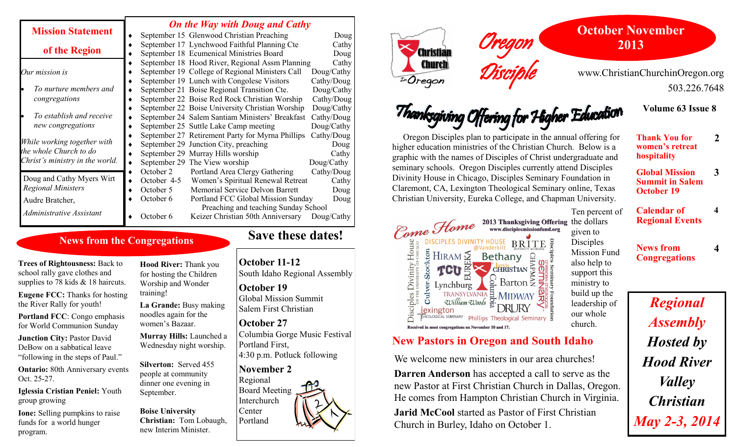# Oregon Disciple

## October November 2013

www.ChristianChurchinOregon.org

503.226.7648

**Volume 63 Issue 8**

| | |
|---|---|
| **Thank You for women's retreat hospitality** | 2 |
| **Global Mission Summit in Salem October 19** | 3 |
| **Calendar of Regional Events** | 4 |
| **News from Congregations** | 4 |

## Mission Statement of the Region

*Our mission is*

- *To nurture members and congregations*
- *To establish and receive new congregations*

*While working together with the whole Church to do Christ's ministry in the world.*

Doug and Cathy Myers Wirt
*Regional Ministers*

Audre Bratcher,
*Administrative Assistant*

## *On the Way with Doug and Cathy*

| Date | Event | Who |
|---|---|---|
| September 15 | Glenwood Christian Preaching | Doug |
| September 17 | Lynchwood Faithful Planning Cte | Cathy |
| September 18 | Ecumenical Ministries Board | Doug |
| September 18 | Hood River, Regional Assm Planning | Cathy |
| September 19 | College of Regional Ministers Call | Doug/Cathy |
| September 19 | Lunch with Congolese Visitors | Cathy/Doug |
| September 21 | Boise Regional Transition Cte. | Doug/Cathy |
| September 22 | Boise Red Rock Christian Worship | Cathy/Doug |
| September 22 | Boise University Christian Worship | Doug/Cathy |
| September 24 | Salem Santiam Ministers' Breakfast | Cathy/Doug |
| September 25 | Suttle Lake Camp meeting | Doug/Cathy |
| September 27 | Retirement Party for Myrna Phillips | Cathy/Doug |
| September 29 | Junction City, preaching | Doug |
| September 29 | Murray Hills worship | Cathy |
| September 29 | The View worship | Doug/Cathy |
| October 2 | Portland Area Clergy Gathering | Cathy/Doug |
| October 4-5 | Women's Spiritual Renewal Retreat | Cathy |
| October 5 | Memorial Service Delvon Barrett | Doug |
| October 6 | Portland FCC Global Mission Sunday Preaching and teaching Sunday School | Doug |
| October 6 | Keizer Christian 50th Anniversary | Doug/Cathy |

## News from the Congregations

**Trees of Rightousness:** Back to school rally gave clothes and supplies to 78 kids & 18 haircuts.

**Eugene FCC:** Thanks for hosting the River Rally for youth!

**Portland FCC**: Congo emphasis for World Communion Sunday

**Junction City:** Pastor David DeBow on a sabbatical leave "following in the steps of Paul."

**Ontario:** 80th Anniversary events Oct. 25-27.

**Iglessia Cristian Peniel:** Youth group growing

**Ione:** Selling pumpkins to raise funds for a world hunger program.

**Hood River:** Thank you for hosting the Children Worship and Wonder training!

**La Grande:** Busy making noodles again for the women's Bazaar.

**Murray Hills:** Launched a Wednesday night worship.

**Silverton:** Served 455 people at community dinner one evening in September.

**Boise University Christian:** Tom Lobaugh, new Interim Minister.

## Save these dates!

**October 11-12**
South Idaho Regional Assembly

**October 19**
Global Mission Summit
Salem First Christian

**October 27**
Columbia Gorge Music Festival
Portland First,
4:30 p.m. Potluck following

**November 2**
Regional Board Meeting
Interchurch Center
Portland

## Thanksgiving Offering for Higher Education

Oregon Disciples plan to participate in the annual offering for higher education ministries of the Christian Church. Below is a graphic with the names of Disciples of Christ undergraduate and seminary schools. Oregon Disciples currently attend Disciples Divinity House in Chicago, Disciples Seminary Foundation in Claremont, CA, Lexington Theological Seminary online, Texas Christian University, Eureka College, and Chapman University.

Ten percent of the dollars given to Disciples Mission Fund also help to support this ministry to build up the leadership of our whole church.

Come Home — 2013 Thanksgiving Offering — www.disciplesmissionfund.org

Disciples Divinity House of the University of Chicago, Culver-Stockton, Disciples Divinity House @Vanderbilt, Hiram, TCU, Eureka, Lynchburg, Transylvania, William Woods, Lexington Theological Seminary, Brite Divinity School, Bethany, Jarvis Christian, Chapman, Barton, Columbia, Midway, Drury, Christian Theological Seminary, Disciples Seminary Foundation, Phillips Theological Seminary

Received in most congregations on November 10 and 17.

## New Pastors in Oregon and South Idaho

We welcome new ministers in our area churches!

**Darren Anderson** has accepted a call to serve as the new Pastor at First Christian Church in Dallas, Oregon. He comes from Hampton Christian Church in Virginia.

**Jarid McCool** started as Pastor of First Christian Church in Burley, Idaho on October 1.

***Regional Assembly***
***Hosted by***
***Hood River Valley Christian***
***May 2-3, 2014***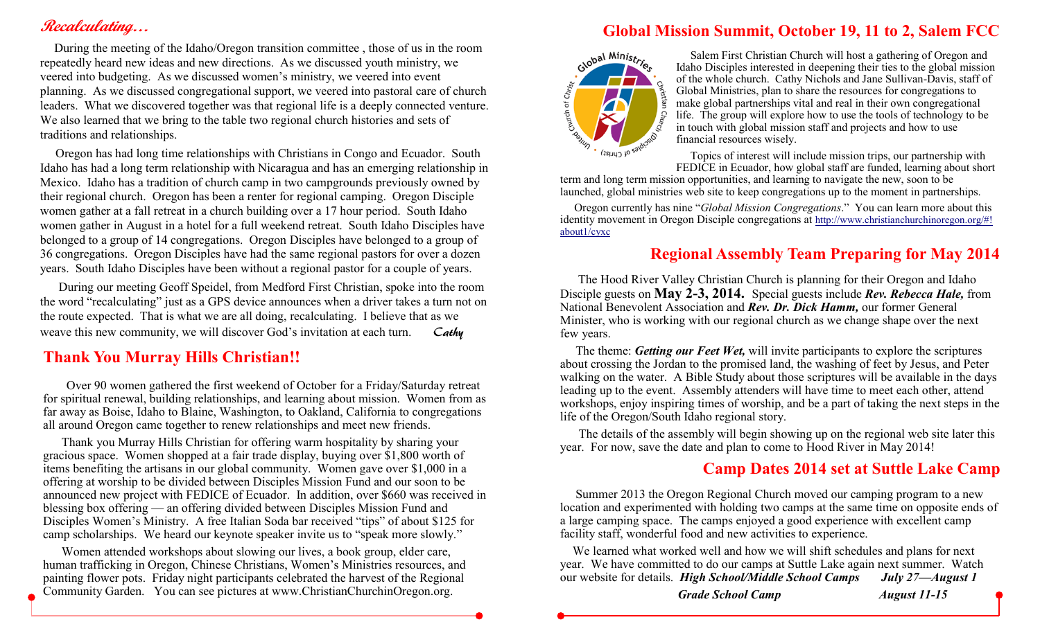## *Recalculating…*

During the meeting of the Idaho/Oregon transition committee , those of us in the room repeatedly heard new ideas and new directions. As we discussed youth ministry, we veered into budgeting. As we discussed women's ministry, we veered into event planning. As we discussed congregational support, we veered into pastoral care of church leaders. What we discovered together was that regional life is a deeply connected venture. We also learned that we bring to the table two regional church histories and sets of traditions and relationships.

Oregon has had long time relationships with Christians in Congo and Ecuador. South Idaho has had a long term relationship with Nicaragua and has an emerging relationship in Mexico. Idaho has a tradition of church camp in two campgrounds previously owned by their regional church. Oregon has been a renter for regional camping. Oregon Disciple women gather at a fall retreat in a church building over a 17 hour period. South Idaho women gather in August in a hotel for a full weekend retreat. South Idaho Disciples have belonged to a group of 14 congregations. Oregon Disciples have belonged to a group of 36 congregations. Oregon Disciples have had the same regional pastors for over a dozen years. South Idaho Disciples have been without a regional pastor for a couple of years.

During our meeting Geoff Speidel, from Medford First Christian, spoke into the room the word "recalculating" just as a GPS device announces when a driver takes a turn not on the route expected. That is what we are all doing, recalculating. I believe that as we weave this new community, we will discover God's invitation at each turn. *Cathy*

## Thank You Murray Hills Christian!!

Over 90 women gathered the first weekend of October for a Friday/Saturday retreat for spiritual renewal, building relationships, and learning about mission. Women from as far away as Boise, Idaho to Blaine, Washington, to Oakland, California to congregations all around Oregon came together to renew relationships and meet new friends.

Thank you Murray Hills Christian for offering warm hospitality by sharing your gracious space. Women shopped at a fair trade display, buying over $1,800 worth of items benefiting the artisans in our global community. Women gave over $1,000 in a offering at worship to be divided between Disciples Mission Fund and our soon to be announced new project with FEDICE of Ecuador. In addition, over $660 was received in blessing box offering — an offering divided between Disciples Mission Fund and Disciples Women's Ministry. A free Italian Soda bar received "tips" of about $125 for camp scholarships. We heard our keynote speaker invite us to "speak more slowly."

Women attended workshops about slowing our lives, a book group, elder care, human trafficking in Oregon, Chinese Christians, Women's Ministries resources, and painting flower pots. Friday night participants celebrated the harvest of the Regional Community Garden. You can see pictures at www.ChristianChurchinOregon.org.

## Global Mission Summit, October 19, 11 to 2, Salem FCC

Salem First Christian Church will host a gathering of Oregon and Idaho Disciples interested in deepening their ties to the global mission of the whole church. Cathy Nichols and Jane Sullivan-Davis, staff of Global Ministries, plan to share the resources for congregations to make global partnerships vital and real in their own congregational life. The group will explore how to use the tools of technology to be in touch with global mission staff and projects and how to use financial resources wisely.

Topics of interest will include mission trips, our partnership with FEDICE in Ecuador, how global staff are funded, learning about short term and long term mission opportunities, and learning to navigate the new, soon to be launched, global ministries web site to keep congregations up to the moment in partnerships.

Oregon currently has nine "*Global Mission Congregations*." You can learn more about this identity movement in Oregon Disciple congregations at http://www.christianchurchinoregon.org/#!about1/cyxc

## Regional Assembly Team Preparing for May 2014

The Hood River Valley Christian Church is planning for their Oregon and Idaho Disciple guests on **May 2-3, 2014.** Special guests include ***Rev. Rebecca Hale,*** from National Benevolent Association and ***Rev. Dr. Dick Hamm,*** our former General Minister, who is working with our regional church as we change shape over the next few years.

The theme: ***Getting our Feet Wet,*** will invite participants to explore the scriptures about crossing the Jordan to the promised land, the washing of feet by Jesus, and Peter walking on the water. A Bible Study about those scriptures will be available in the days leading up to the event. Assembly attenders will have time to meet each other, attend workshops, enjoy inspiring times of worship, and be a part of taking the next steps in the life of the Oregon/South Idaho regional story.

The details of the assembly will begin showing up on the regional web site later this year. For now, save the date and plan to come to Hood River in May 2014!

## Camp Dates 2014 set at Suttle Lake Camp

Summer 2013 the Oregon Regional Church moved our camping program to a new location and experimented with holding two camps at the same time on opposite ends of a large camping space. The camps enjoyed a good experience with excellent camp facility staff, wonderful food and new activities to experience.

We learned what worked well and how we will shift schedules and plans for next year. We have committed to do our camps at Suttle Lake again next summer. Watch our website for details. ***High School/Middle School Camps*** ***July 27—August 1***

***Grade School Camp*** ***August 11-15***